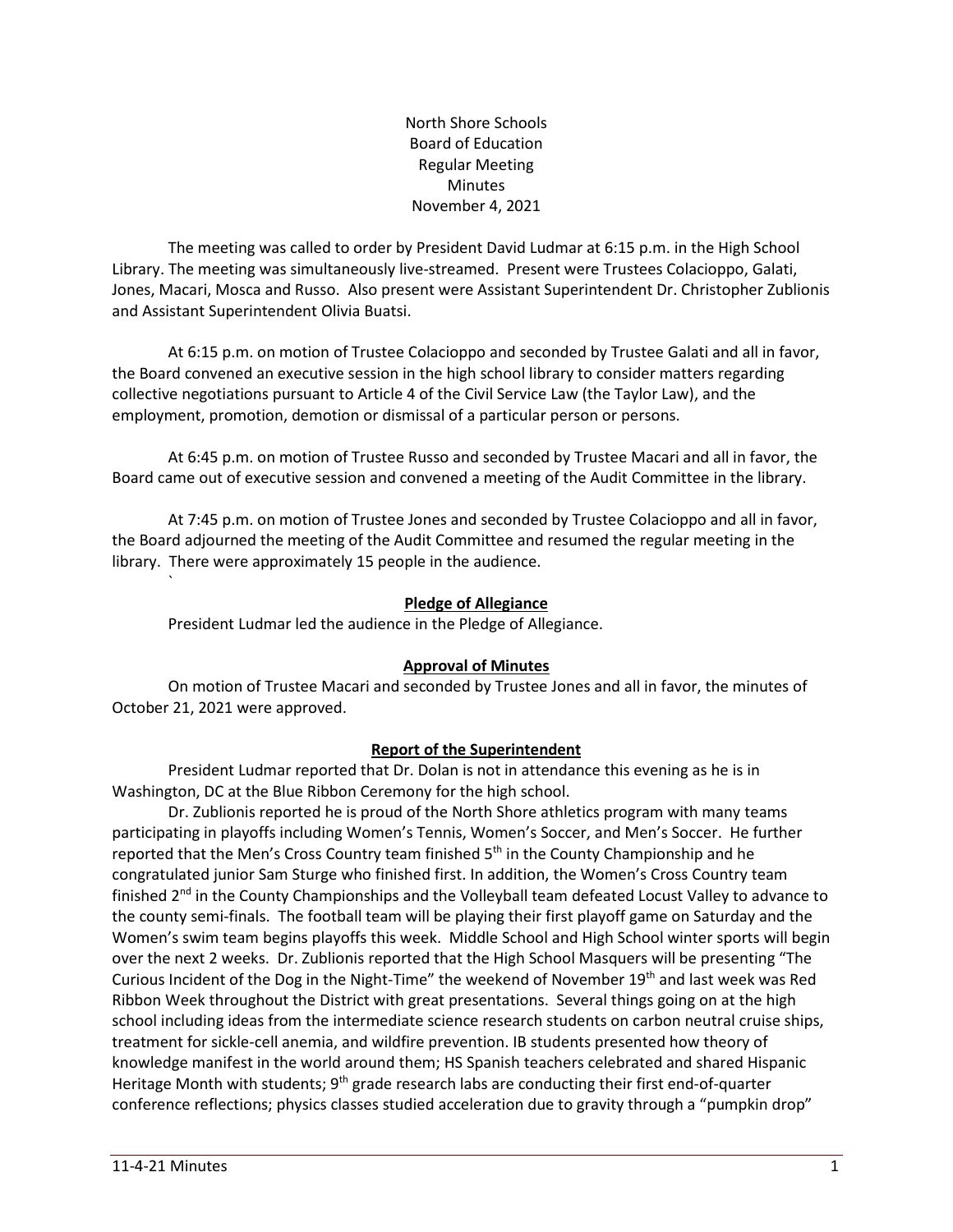North Shore Schools
Board of Education
Regular Meeting
Minutes
November 4, 2021

The meeting was called to order by President David Ludmar at 6:15 p.m. in the High School Library. The meeting was simultaneously live-streamed. Present were Trustees Colacioppo, Galati, Jones, Macari, Mosca and Russo. Also present were Assistant Superintendent Dr. Christopher Zublionis and Assistant Superintendent Olivia Buatsi.

At 6:15 p.m. on motion of Trustee Colacioppo and seconded by Trustee Galati and all in favor, the Board convened an executive session in the high school library to consider matters regarding collective negotiations pursuant to Article 4 of the Civil Service Law (the Taylor Law), and the employment, promotion, demotion or dismissal of a particular person or persons.

At 6:45 p.m. on motion of Trustee Russo and seconded by Trustee Macari and all in favor, the Board came out of executive session and convened a meeting of the Audit Committee in the library.

At 7:45 p.m. on motion of Trustee Jones and seconded by Trustee Colacioppo and all in favor, the Board adjourned the meeting of the Audit Committee and resumed the regular meeting in the library. There were approximately 15 people in the audience.

**Pledge of Allegiance**

President Ludmar led the audience in the Pledge of Allegiance.

**Approval of Minutes**

On motion of Trustee Macari and seconded by Trustee Jones and all in favor, the minutes of October 21, 2021 were approved.

**Report of the Superintendent**

President Ludmar reported that Dr. Dolan is not in attendance this evening as he is in Washington, DC at the Blue Ribbon Ceremony for the high school.

Dr. Zublionis reported he is proud of the North Shore athletics program with many teams participating in playoffs including Women's Tennis, Women's Soccer, and Men's Soccer. He further reported that the Men's Cross Country team finished 5th in the County Championship and he congratulated junior Sam Sturge who finished first. In addition, the Women's Cross Country team finished 2nd in the County Championships and the Volleyball team defeated Locust Valley to advance to the county semi-finals. The football team will be playing their first playoff game on Saturday and the Women's swim team begins playoffs this week. Middle School and High School winter sports will begin over the next 2 weeks. Dr. Zublionis reported that the High School Masquers will be presenting "The Curious Incident of the Dog in the Night-Time" the weekend of November 19th and last week was Red Ribbon Week throughout the District with great presentations. Several things going on at the high school including ideas from the intermediate science research students on carbon neutral cruise ships, treatment for sickle-cell anemia, and wildfire prevention. IB students presented how theory of knowledge manifest in the world around them; HS Spanish teachers celebrated and shared Hispanic Heritage Month with students; 9th grade research labs are conducting their first end-of-quarter conference reflections; physics classes studied acceleration due to gravity through a "pumpkin drop"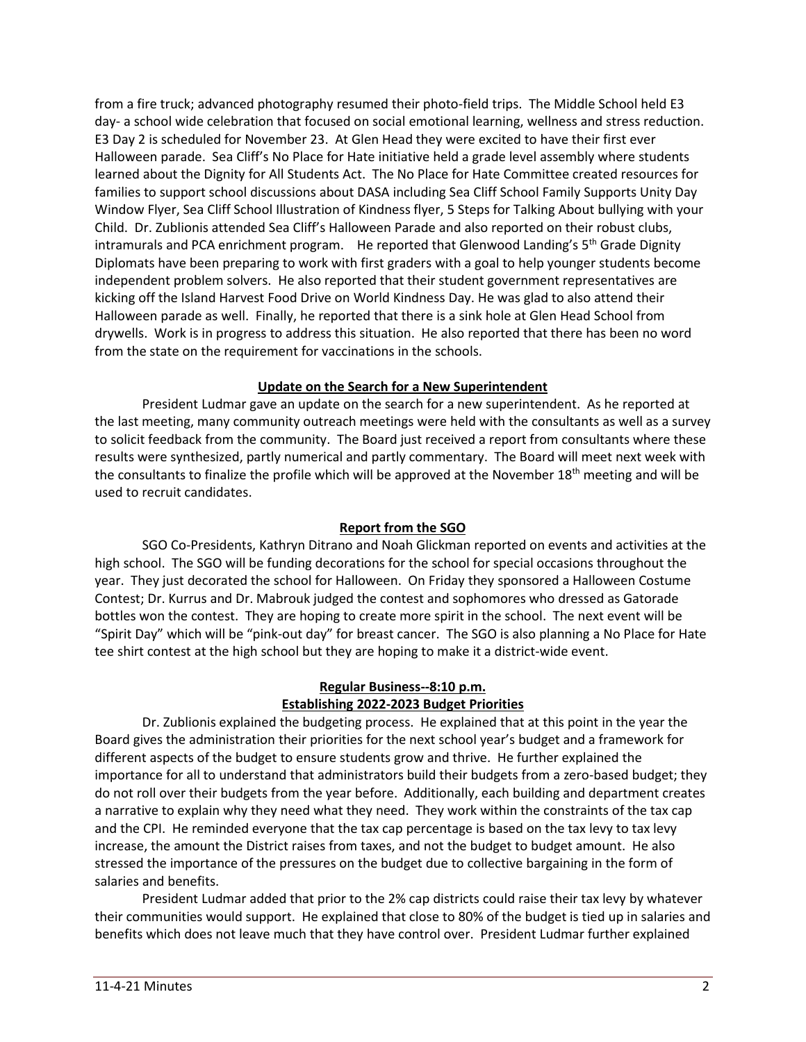from a fire truck; advanced photography resumed their photo-field trips. The Middle School held E3 day- a school wide celebration that focused on social emotional learning, wellness and stress reduction. E3 Day 2 is scheduled for November 23. At Glen Head they were excited to have their first ever Halloween parade. Sea Cliff's No Place for Hate initiative held a grade level assembly where students learned about the Dignity for All Students Act. The No Place for Hate Committee created resources for families to support school discussions about DASA including Sea Cliff School Family Supports Unity Day Window Flyer, Sea Cliff School Illustration of Kindness flyer, 5 Steps for Talking About bullying with your Child. Dr. Zublionis attended Sea Cliff's Halloween Parade and also reported on their robust clubs, intramurals and PCA enrichment program. He reported that Glenwood Landing's 5th Grade Dignity Diplomats have been preparing to work with first graders with a goal to help younger students become independent problem solvers. He also reported that their student government representatives are kicking off the Island Harvest Food Drive on World Kindness Day. He was glad to also attend their Halloween parade as well. Finally, he reported that there is a sink hole at Glen Head School from drywells. Work is in progress to address this situation. He also reported that there has been no word from the state on the requirement for vaccinations in the schools.

**Update on the Search for a New Superintendent**

President Ludmar gave an update on the search for a new superintendent. As he reported at the last meeting, many community outreach meetings were held with the consultants as well as a survey to solicit feedback from the community. The Board just received a report from consultants where these results were synthesized, partly numerical and partly commentary. The Board will meet next week with the consultants to finalize the profile which will be approved at the November 18th meeting and will be used to recruit candidates.

**Report from the SGO**

SGO Co-Presidents, Kathryn Ditrano and Noah Glickman reported on events and activities at the high school. The SGO will be funding decorations for the school for special occasions throughout the year. They just decorated the school for Halloween. On Friday they sponsored a Halloween Costume Contest; Dr. Kurrus and Dr. Mabrouk judged the contest and sophomores who dressed as Gatorade bottles won the contest. They are hoping to create more spirit in the school. The next event will be "Spirit Day" which will be "pink-out day" for breast cancer. The SGO is also planning a No Place for Hate tee shirt contest at the high school but they are hoping to make it a district-wide event.

**Regular Business--8:10 p.m.**

**Establishing 2022-2023 Budget Priorities**

Dr. Zublionis explained the budgeting process. He explained that at this point in the year the Board gives the administration their priorities for the next school year's budget and a framework for different aspects of the budget to ensure students grow and thrive. He further explained the importance for all to understand that administrators build their budgets from a zero-based budget; they do not roll over their budgets from the year before. Additionally, each building and department creates a narrative to explain why they need what they need. They work within the constraints of the tax cap and the CPI. He reminded everyone that the tax cap percentage is based on the tax levy to tax levy increase, the amount the District raises from taxes, and not the budget to budget amount. He also stressed the importance of the pressures on the budget due to collective bargaining in the form of salaries and benefits.

President Ludmar added that prior to the 2% cap districts could raise their tax levy by whatever their communities would support. He explained that close to 80% of the budget is tied up in salaries and benefits which does not leave much that they have control over. President Ludmar further explained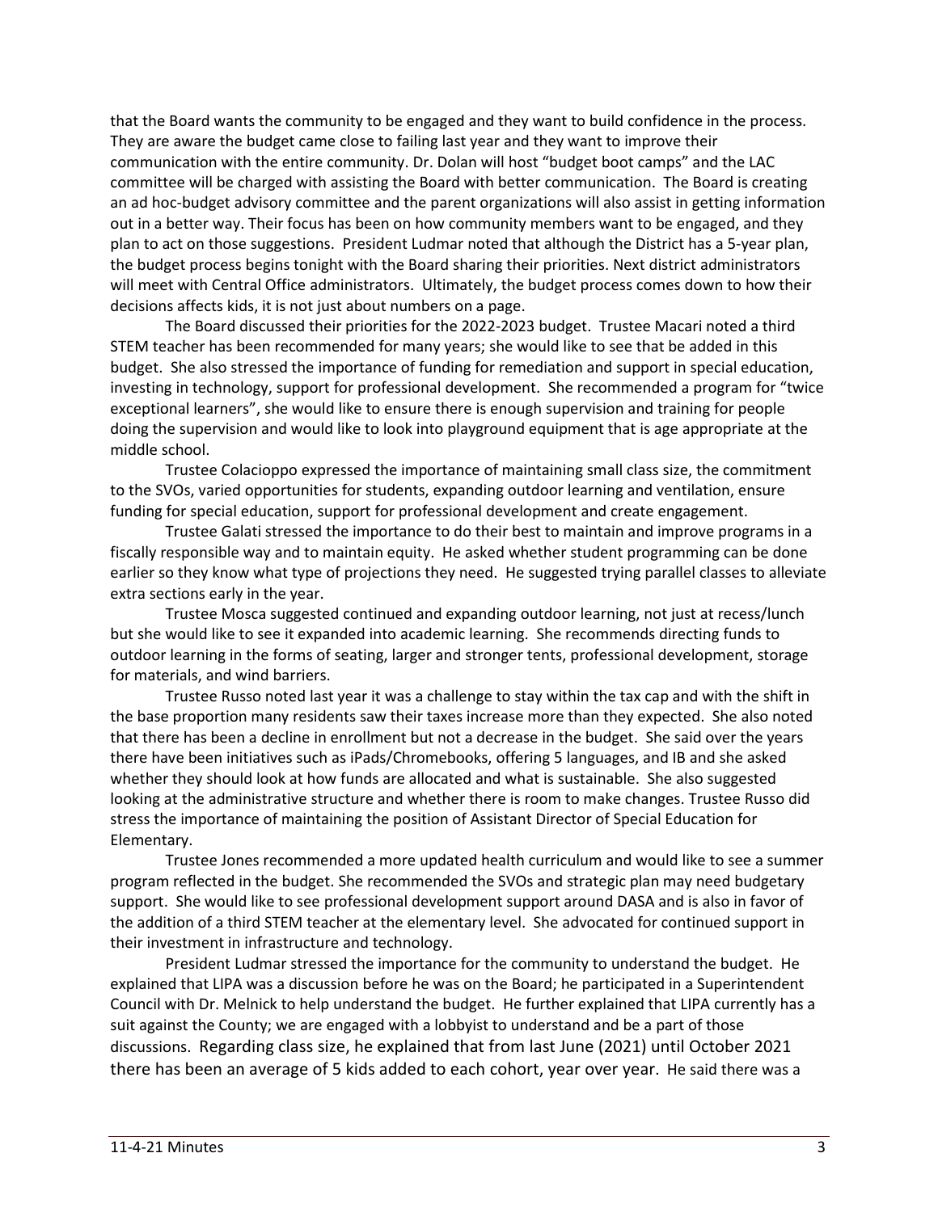that the Board wants the community to be engaged and they want to build confidence in the process. They are aware the budget came close to failing last year and they want to improve their communication with the entire community. Dr. Dolan will host "budget boot camps" and the LAC committee will be charged with assisting the Board with better communication. The Board is creating an ad hoc-budget advisory committee and the parent organizations will also assist in getting information out in a better way. Their focus has been on how community members want to be engaged, and they plan to act on those suggestions. President Ludmar noted that although the District has a 5-year plan, the budget process begins tonight with the Board sharing their priorities. Next district administrators will meet with Central Office administrators. Ultimately, the budget process comes down to how their decisions affects kids, it is not just about numbers on a page.

The Board discussed their priorities for the 2022-2023 budget. Trustee Macari noted a third STEM teacher has been recommended for many years; she would like to see that be added in this budget. She also stressed the importance of funding for remediation and support in special education, investing in technology, support for professional development. She recommended a program for "twice exceptional learners", she would like to ensure there is enough supervision and training for people doing the supervision and would like to look into playground equipment that is age appropriate at the middle school.

Trustee Colacioppo expressed the importance of maintaining small class size, the commitment to the SVOs, varied opportunities for students, expanding outdoor learning and ventilation, ensure funding for special education, support for professional development and create engagement.

Trustee Galati stressed the importance to do their best to maintain and improve programs in a fiscally responsible way and to maintain equity. He asked whether student programming can be done earlier so they know what type of projections they need. He suggested trying parallel classes to alleviate extra sections early in the year.

Trustee Mosca suggested continued and expanding outdoor learning, not just at recess/lunch but she would like to see it expanded into academic learning. She recommends directing funds to outdoor learning in the forms of seating, larger and stronger tents, professional development, storage for materials, and wind barriers.

Trustee Russo noted last year it was a challenge to stay within the tax cap and with the shift in the base proportion many residents saw their taxes increase more than they expected. She also noted that there has been a decline in enrollment but not a decrease in the budget. She said over the years there have been initiatives such as iPads/Chromebooks, offering 5 languages, and IB and she asked whether they should look at how funds are allocated and what is sustainable. She also suggested looking at the administrative structure and whether there is room to make changes. Trustee Russo did stress the importance of maintaining the position of Assistant Director of Special Education for Elementary.

Trustee Jones recommended a more updated health curriculum and would like to see a summer program reflected in the budget. She recommended the SVOs and strategic plan may need budgetary support. She would like to see professional development support around DASA and is also in favor of the addition of a third STEM teacher at the elementary level. She advocated for continued support in their investment in infrastructure and technology.

President Ludmar stressed the importance for the community to understand the budget. He explained that LIPA was a discussion before he was on the Board; he participated in a Superintendent Council with Dr. Melnick to help understand the budget. He further explained that LIPA currently has a suit against the County; we are engaged with a lobbyist to understand and be a part of those discussions. Regarding class size, he explained that from last June (2021) until October 2021 there has been an average of 5 kids added to each cohort, year over year. He said there was a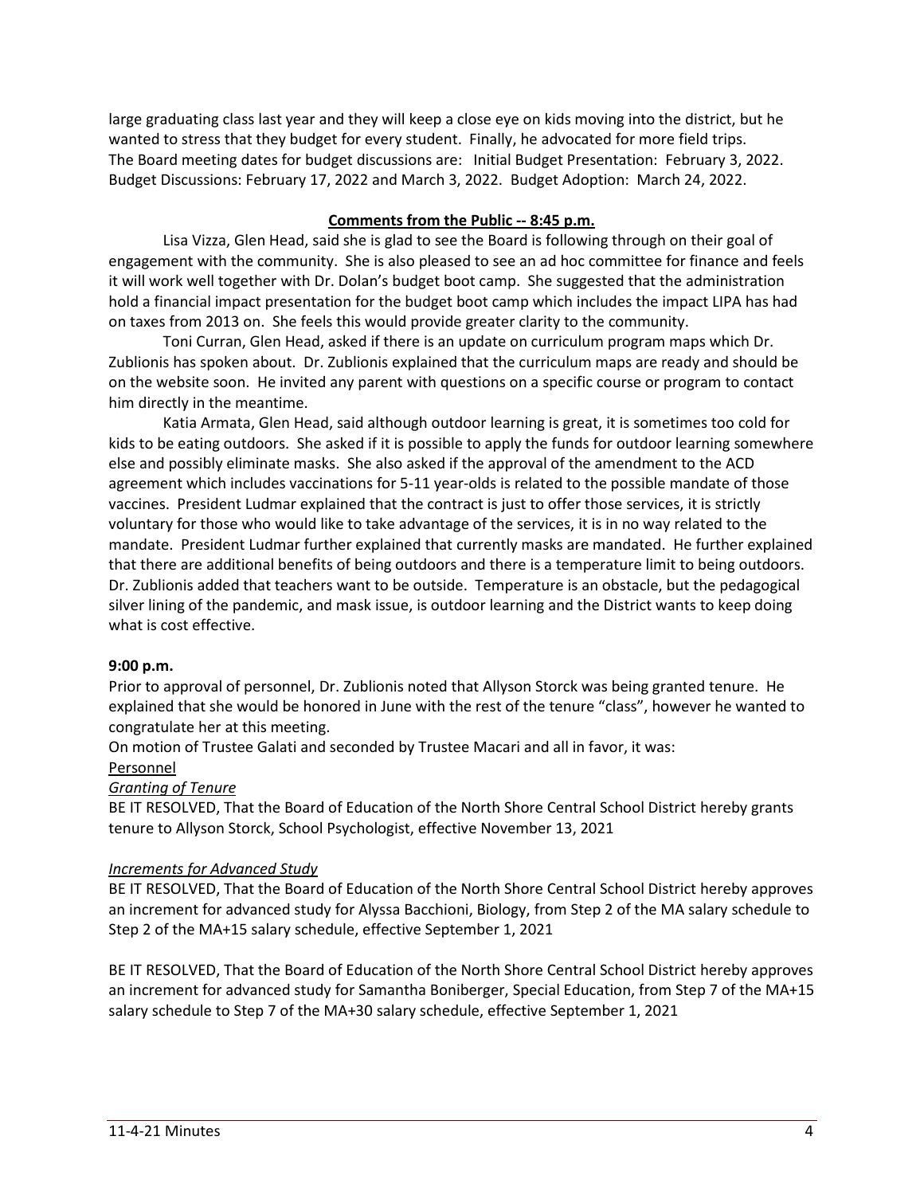large graduating class last year and they will keep a close eye on kids moving into the district, but he wanted to stress that they budget for every student. Finally, he advocated for more field trips.
The Board meeting dates for budget discussions are: Initial Budget Presentation: February 3, 2022. Budget Discussions: February 17, 2022 and March 3, 2022. Budget Adoption: March 24, 2022.

**Comments from the Public -- 8:45 p.m.**

Lisa Vizza, Glen Head, said she is glad to see the Board is following through on their goal of engagement with the community. She is also pleased to see an ad hoc committee for finance and feels it will work well together with Dr. Dolan's budget boot camp. She suggested that the administration hold a financial impact presentation for the budget boot camp which includes the impact LIPA has had on taxes from 2013 on. She feels this would provide greater clarity to the community.

Toni Curran, Glen Head, asked if there is an update on curriculum program maps which Dr. Zublionis has spoken about. Dr. Zublionis explained that the curriculum maps are ready and should be on the website soon. He invited any parent with questions on a specific course or program to contact him directly in the meantime.

Katia Armata, Glen Head, said although outdoor learning is great, it is sometimes too cold for kids to be eating outdoors. She asked if it is possible to apply the funds for outdoor learning somewhere else and possibly eliminate masks. She also asked if the approval of the amendment to the ACD agreement which includes vaccinations for 5-11 year-olds is related to the possible mandate of those vaccines. President Ludmar explained that the contract is just to offer those services, it is strictly voluntary for those who would like to take advantage of the services, it is in no way related to the mandate. President Ludmar further explained that currently masks are mandated. He further explained that there are additional benefits of being outdoors and there is a temperature limit to being outdoors. Dr. Zublionis added that teachers want to be outside. Temperature is an obstacle, but the pedagogical silver lining of the pandemic, and mask issue, is outdoor learning and the District wants to keep doing what is cost effective.

**9:00 p.m.**

Prior to approval of personnel, Dr. Zublionis noted that Allyson Storck was being granted tenure. He explained that she would be honored in June with the rest of the tenure "class", however he wanted to congratulate her at this meeting.

On motion of Trustee Galati and seconded by Trustee Macari and all in favor, it was:

Personnel

*Granting of Tenure*

BE IT RESOLVED, That the Board of Education of the North Shore Central School District hereby grants tenure to Allyson Storck, School Psychologist, effective November 13, 2021

*Increments for Advanced Study*

BE IT RESOLVED, That the Board of Education of the North Shore Central School District hereby approves an increment for advanced study for Alyssa Bacchioni, Biology, from Step 2 of the MA salary schedule to Step 2 of the MA+15 salary schedule, effective September 1, 2021

BE IT RESOLVED, That the Board of Education of the North Shore Central School District hereby approves an increment for advanced study for Samantha Boniberger, Special Education, from Step 7 of the MA+15 salary schedule to Step 7 of the MA+30 salary schedule, effective September 1, 2021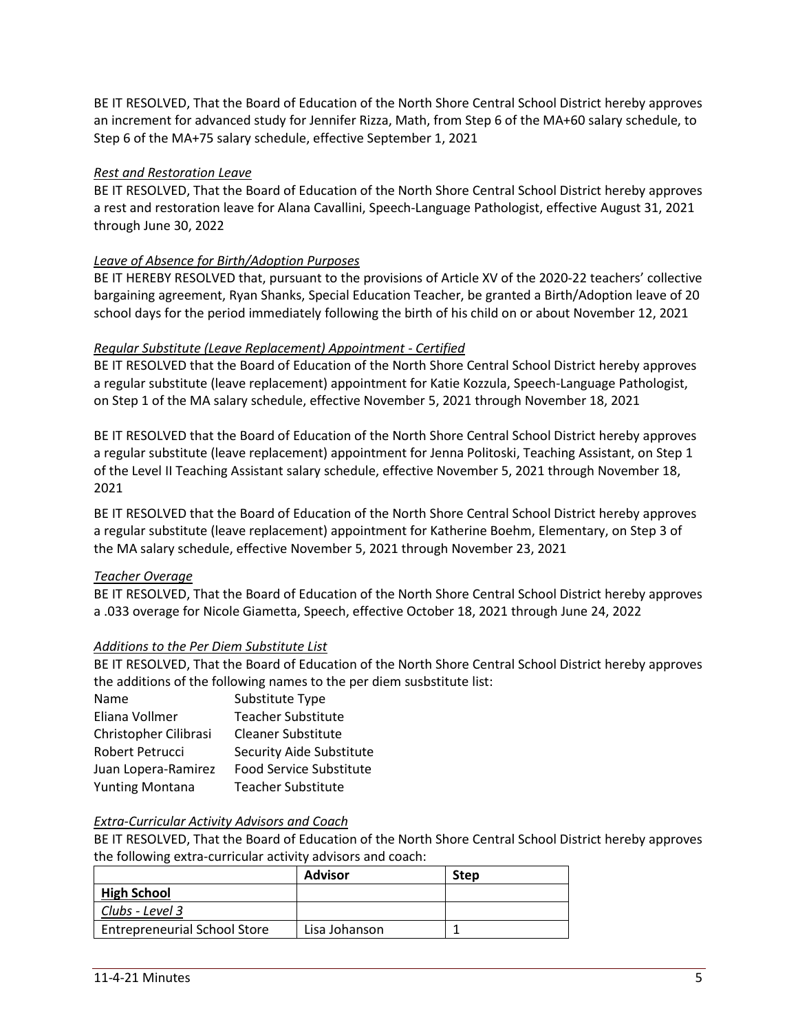BE IT RESOLVED, That the Board of Education of the North Shore Central School District hereby approves an increment for advanced study for Jennifer Rizza, Math, from Step 6 of the MA+60 salary schedule, to Step 6 of the MA+75 salary schedule, effective September 1, 2021

*Rest and Restoration Leave*

BE IT RESOLVED, That the Board of Education of the North Shore Central School District hereby approves a rest and restoration leave for Alana Cavallini, Speech-Language Pathologist, effective August 31, 2021 through June 30, 2022

*Leave of Absence for Birth/Adoption Purposes*

BE IT HEREBY RESOLVED that, pursuant to the provisions of Article XV of the 2020-22 teachers' collective bargaining agreement, Ryan Shanks, Special Education Teacher, be granted a Birth/Adoption leave of 20 school days for the period immediately following the birth of his child on or about November 12, 2021

*Regular Substitute (Leave Replacement) Appointment - Certified*

BE IT RESOLVED that the Board of Education of the North Shore Central School District hereby approves a regular substitute (leave replacement) appointment for Katie Kozzula, Speech-Language Pathologist, on Step 1 of the MA salary schedule, effective November 5, 2021 through November 18, 2021

BE IT RESOLVED that the Board of Education of the North Shore Central School District hereby approves a regular substitute (leave replacement) appointment for Jenna Politoski, Teaching Assistant, on Step 1 of the Level II Teaching Assistant salary schedule, effective November 5, 2021 through November 18, 2021

BE IT RESOLVED that the Board of Education of the North Shore Central School District hereby approves a regular substitute (leave replacement) appointment for Katherine Boehm, Elementary, on Step 3 of the MA salary schedule, effective November 5, 2021 through November 23, 2021

*Teacher Overage*

BE IT RESOLVED, That the Board of Education of the North Shore Central School District hereby approves a .033 overage for Nicole Giametta, Speech, effective October 18, 2021 through June 24, 2022

*Additions to the Per Diem Substitute List*

BE IT RESOLVED, That the Board of Education of the North Shore Central School District hereby approves the additions of the following names to the per diem susbstitute list:

| Name | Substitute Type |
|---|---|
| Eliana Vollmer | Teacher Substitute |
| Christopher Cilibrasi | Cleaner Substitute |
| Robert Petrucci | Security Aide Substitute |
| Juan Lopera-Ramirez | Food Service Substitute |
| Yunting Montana | Teacher Substitute |

*Extra-Curricular Activity Advisors and Coach*

BE IT RESOLVED, That the Board of Education of the North Shore Central School District hereby approves the following extra-curricular activity advisors and coach:

| | **Advisor** | **Step** |
|---|---|---|
| **High School** | | |
| *Clubs - Level 3* | | |
| Entrepreneurial School Store | Lisa Johanson | 1 |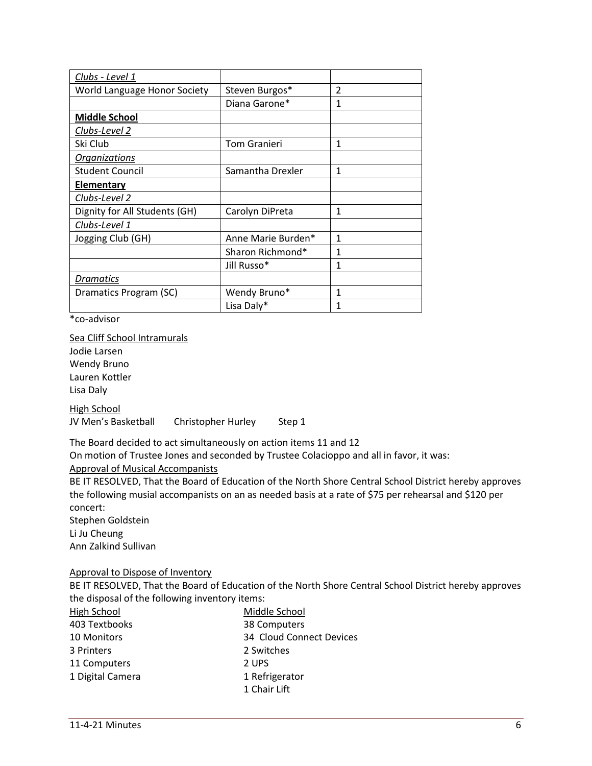| *Clubs - Level 1* | | |
|---|---|---|
| World Language Honor Society | Steven Burgos* | 2 |
| | Diana Garone* | 1 |
| **Middle School** | | |
| *Clubs-Level 2* | | |
| Ski Club | Tom Granieri | 1 |
| *Organizations* | | |
| Student Council | Samantha Drexler | 1 |
| **Elementary** | | |
| *Clubs-Level 2* | | |
| Dignity for All Students (GH) | Carolyn DiPreta | 1 |
| *Clubs-Level 1* | | |
| Jogging Club (GH) | Anne Marie Burden* | 1 |
| | Sharon Richmond* | 1 |
| | Jill Russo* | 1 |
| *Dramatics* | | |
| Dramatics Program (SC) | Wendy Bruno* | 1 |
| | Lisa Daly* | 1 |

*co-advisor

Sea Cliff School Intramurals
Jodie Larsen
Wendy Bruno
Lauren Kottler
Lisa Daly

High School
JV Men's Basketball Christopher Hurley Step 1

The Board decided to act simultaneously on action items 11 and 12
On motion of Trustee Jones and seconded by Trustee Colacioppo and all in favor, it was:

Approval of Musical Accompanists
BE IT RESOLVED, That the Board of Education of the North Shore Central School District hereby approves the following musial accompanists on an as needed basis at a rate of $75 per rehearsal and $120 per concert:
Stephen Goldstein
Li Ju Cheung
Ann Zalkind Sullivan

Approval to Dispose of Inventory
BE IT RESOLVED, That the Board of Education of the North Shore Central School District hereby approves the disposal of the following inventory items:

High School
403 Textbooks
10 Monitors
3 Printers
11 Computers
1 Digital Camera

Middle School
38 Computers
34 Cloud Connect Devices
2 Switches
2 UPS
1 Refrigerator
1 Chair Lift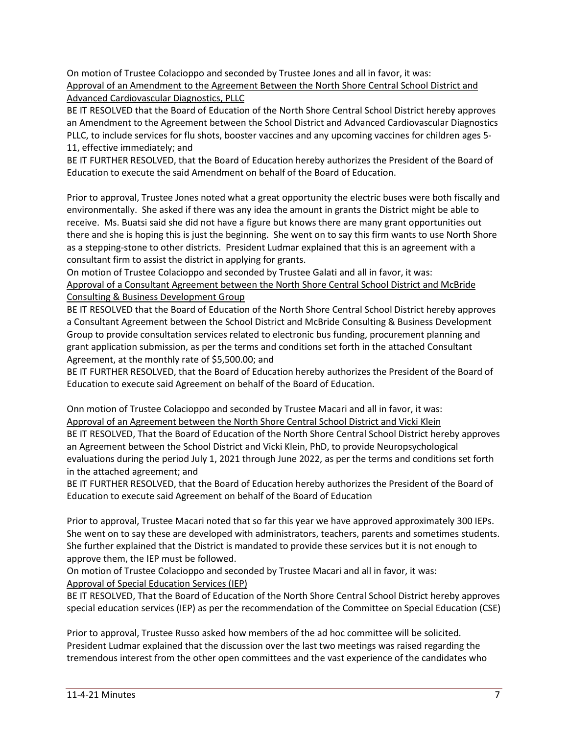On motion of Trustee Colacioppo and seconded by Trustee Jones and all in favor, it was:
<u>Approval of an Amendment to the Agreement Between the North Shore Central School District and Advanced Cardiovascular Diagnostics, PLLC</u>

BE IT RESOLVED that the Board of Education of the North Shore Central School District hereby approves an Amendment to the Agreement between the School District and Advanced Cardiovascular Diagnostics PLLC, to include services for flu shots, booster vaccines and any upcoming vaccines for children ages 5-11, effective immediately; and

BE IT FURTHER RESOLVED, that the Board of Education hereby authorizes the President of the Board of Education to execute the said Amendment on behalf of the Board of Education.

Prior to approval, Trustee Jones noted what a great opportunity the electric buses were both fiscally and environmentally. She asked if there was any idea the amount in grants the District might be able to receive. Ms. Buatsi said she did not have a figure but knows there are many grant opportunities out there and she is hoping this is just the beginning. She went on to say this firm wants to use North Shore as a stepping-stone to other districts. President Ludmar explained that this is an agreement with a consultant firm to assist the district in applying for grants.

On motion of Trustee Colacioppo and seconded by Trustee Galati and all in favor, it was:
<u>Approval of a Consultant Agreement between the North Shore Central School District and McBride Consulting & Business Development Group</u>

BE IT RESOLVED that the Board of Education of the North Shore Central School District hereby approves a Consultant Agreement between the School District and McBride Consulting & Business Development Group to provide consultation services related to electronic bus funding, procurement planning and grant application submission, as per the terms and conditions set forth in the attached Consultant Agreement, at the monthly rate of $5,500.00; and

BE IT FURTHER RESOLVED, that the Board of Education hereby authorizes the President of the Board of Education to execute said Agreement on behalf of the Board of Education.

Onn motion of Trustee Colacioppo and seconded by Trustee Macari and all in favor, it was:
<u>Approval of an Agreement between the North Shore Central School District and Vicki Klein</u>

BE IT RESOLVED, That the Board of Education of the North Shore Central School District hereby approves an Agreement between the School District and Vicki Klein, PhD, to provide Neuropsychological evaluations during the period July 1, 2021 through June 2022, as per the terms and conditions set forth in the attached agreement; and

BE IT FURTHER RESOLVED, that the Board of Education hereby authorizes the President of the Board of Education to execute said Agreement on behalf of the Board of Education

Prior to approval, Trustee Macari noted that so far this year we have approved approximately 300 IEPs. She went on to say these are developed with administrators, teachers, parents and sometimes students. She further explained that the District is mandated to provide these services but it is not enough to approve them, the IEP must be followed.

On motion of Trustee Colacioppo and seconded by Trustee Macari and all in favor, it was:
<u>Approval of Special Education Services (IEP)</u>

BE IT RESOLVED, That the Board of Education of the North Shore Central School District hereby approves special education services (IEP) as per the recommendation of the Committee on Special Education (CSE)

Prior to approval, Trustee Russo asked how members of the ad hoc committee will be solicited. President Ludmar explained that the discussion over the last two meetings was raised regarding the tremendous interest from the other open committees and the vast experience of the candidates who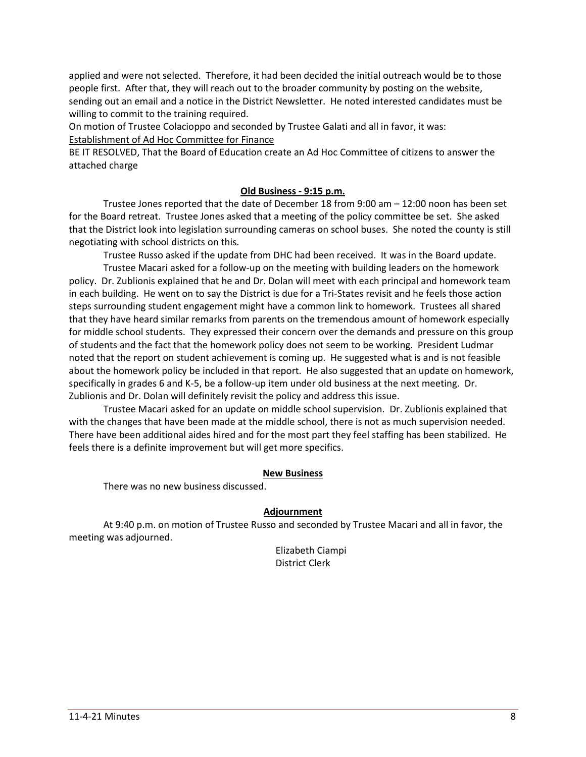applied and were not selected. Therefore, it had been decided the initial outreach would be to those people first. After that, they will reach out to the broader community by posting on the website, sending out an email and a notice in the District Newsletter. He noted interested candidates must be willing to commit to the training required.

On motion of Trustee Colacioppo and seconded by Trustee Galati and all in favor, it was:

Establishment of Ad Hoc Committee for Finance

BE IT RESOLVED, That the Board of Education create an Ad Hoc Committee of citizens to answer the attached charge

## Old Business - 9:15 p.m.

Trustee Jones reported that the date of December 18 from 9:00 am – 12:00 noon has been set for the Board retreat. Trustee Jones asked that a meeting of the policy committee be set. She asked that the District look into legislation surrounding cameras on school buses. She noted the county is still negotiating with school districts on this.

Trustee Russo asked if the update from DHC had been received. It was in the Board update.

Trustee Macari asked for a follow-up on the meeting with building leaders on the homework policy. Dr. Zublionis explained that he and Dr. Dolan will meet with each principal and homework team in each building. He went on to say the District is due for a Tri-States revisit and he feels those action steps surrounding student engagement might have a common link to homework. Trustees all shared that they have heard similar remarks from parents on the tremendous amount of homework especially for middle school students. They expressed their concern over the demands and pressure on this group of students and the fact that the homework policy does not seem to be working. President Ludmar noted that the report on student achievement is coming up. He suggested what is and is not feasible about the homework policy be included in that report. He also suggested that an update on homework, specifically in grades 6 and K-5, be a follow-up item under old business at the next meeting. Dr. Zublionis and Dr. Dolan will definitely revisit the policy and address this issue.

Trustee Macari asked for an update on middle school supervision. Dr. Zublionis explained that with the changes that have been made at the middle school, there is not as much supervision needed. There have been additional aides hired and for the most part they feel staffing has been stabilized. He feels there is a definite improvement but will get more specifics.

## New Business

There was no new business discussed.

## Adjournment

At 9:40 p.m. on motion of Trustee Russo and seconded by Trustee Macari and all in favor, the meeting was adjourned.

Elizabeth Ciampi
District Clerk